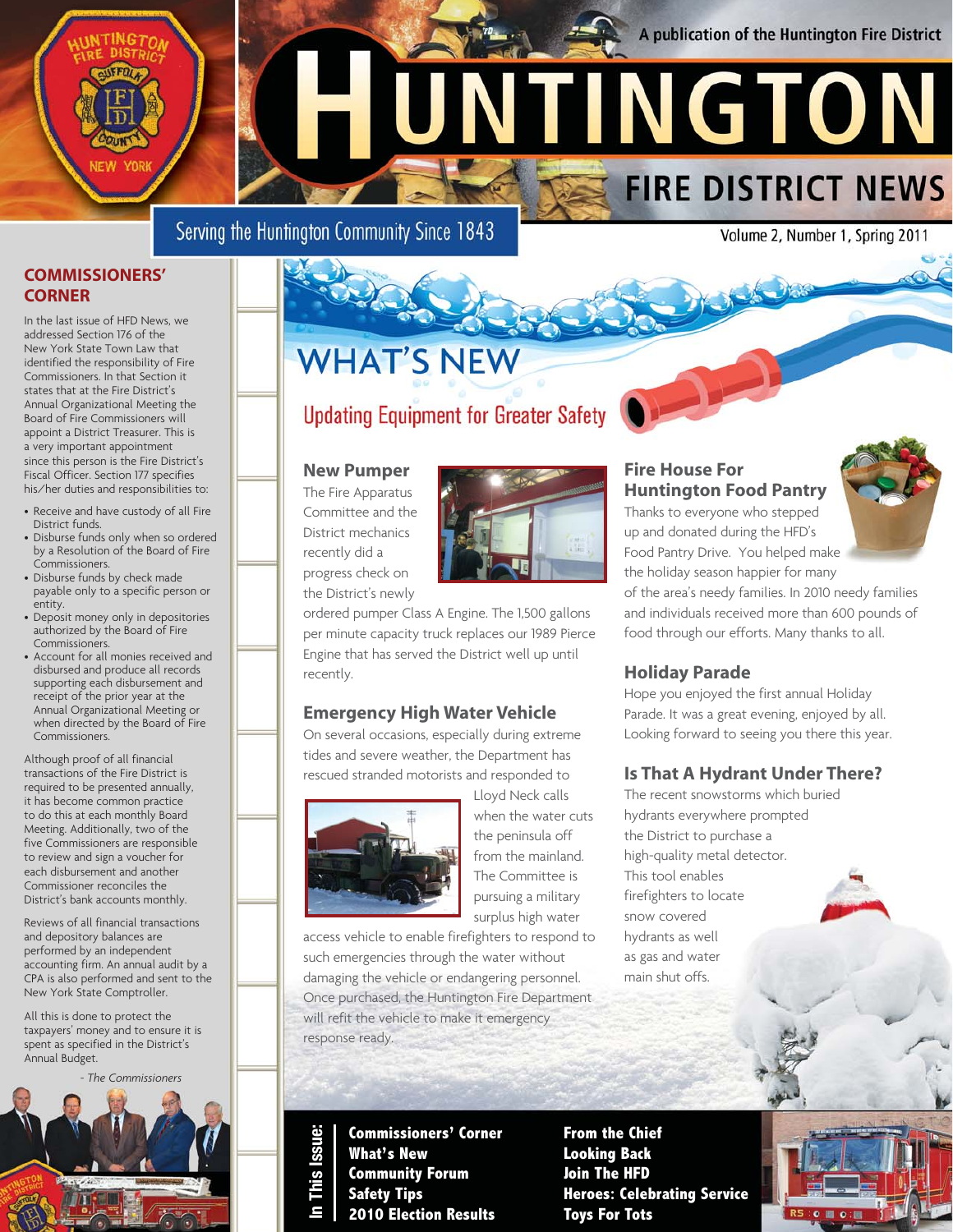A publication of the Huntington Fire District

# HUNTINGTON FIRE DISTRICT NEWS

Serving the Huntington Community Since 1843

Volume 2, Number 1, Spring 2011

## COMMISSIONERS' CORNER

In the last issue of HFD News, we addressed Section 176 of the New York State Town Law that identified the responsibility of Fire Commissioners. In that Section it states that at the Fire District's Annual Organizational Meeting the Board of Fire Commissioners will appoint a District Treasurer. This is a very important appointment since this person is the Fire District's Fiscal Officer. Section 177 specifies his/her duties and responsibilities to:

- Receive and have custody of all Fire District funds.
- Disburse funds only when so ordered by a Resolution of the Board of Fire Commissioners.
- Disburse funds by check made payable only to a specific person or entity.
- Deposit money only in depositories authorized by the Board of Fire Commissioners.
- Account for all monies received and disbursed and produce all records supporting each disbursement and receipt of the prior year at the Annual Organizational Meeting or when directed by the Board of Fire Commissioners.

Although proof of all financial transactions of the Fire District is required to be presented annually, it has become common practice to do this at each monthly Board Meeting. Additionally, two of the five Commissioners are responsible to review and sign a voucher for each disbursement and another Commissioner reconciles the District's bank accounts monthly.

Reviews of all financial transactions and depository balances are performed by an independent accounting firm. An annual audit by a CPA is also performed and sent to the New York State Comptroller.

All this is done to protect the taxpayers' money and to ensure it is spent as specified in the District's Annual Budget.

*- The Commissioners*

## WHAT'S NEW

### Updating Equipment for Greater Safety

### New Pumper

The Fire Apparatus Committee and the District mechanics recently did a progress check on the District's newly ordered pumper Class A Engine. The 1,500 gallons per minute capacity truck replaces our 1989 Pierce Engine that has served the District well up until recently.

### Emergency High Water Vehicle

On several occasions, especially during extreme tides and severe weather, the Department has rescued stranded motorists and responded to Lloyd Neck calls when the water cuts the peninsula off from the mainland. The Committee is pursuing a military surplus high water access vehicle to enable firefighters to respond to such emergencies through the water without damaging the vehicle or endangering personnel. Once purchased, the Huntington Fire Department will refit the vehicle to make it emergency response ready.

### Fire House For Huntington Food Pantry

Thanks to everyone who stepped up and donated during the HFD's Food Pantry Drive. You helped make the holiday season happier for many of the area's needy families. In 2010 needy families and individuals received more than 600 pounds of food through our efforts. Many thanks to all.

### Holiday Parade

Hope you enjoyed the first annual Holiday Parade. It was a great evening, enjoyed by all. Looking forward to seeing you there this year.

### Is That A Hydrant Under There?

The recent snowstorms which buried hydrants everywhere prompted the District to purchase a high-quality metal detector. This tool enables firefighters to locate snow covered hydrants as well as gas and water main shut offs.

**In This Issue:**

- Commissioners' Corner
- What's New
- Community Forum
- Safety Tips
- 2010 Election Results
- From the Chief
- Looking Back
- Join The HFD
- Heroes: Celebrating Service
- Toys For Tots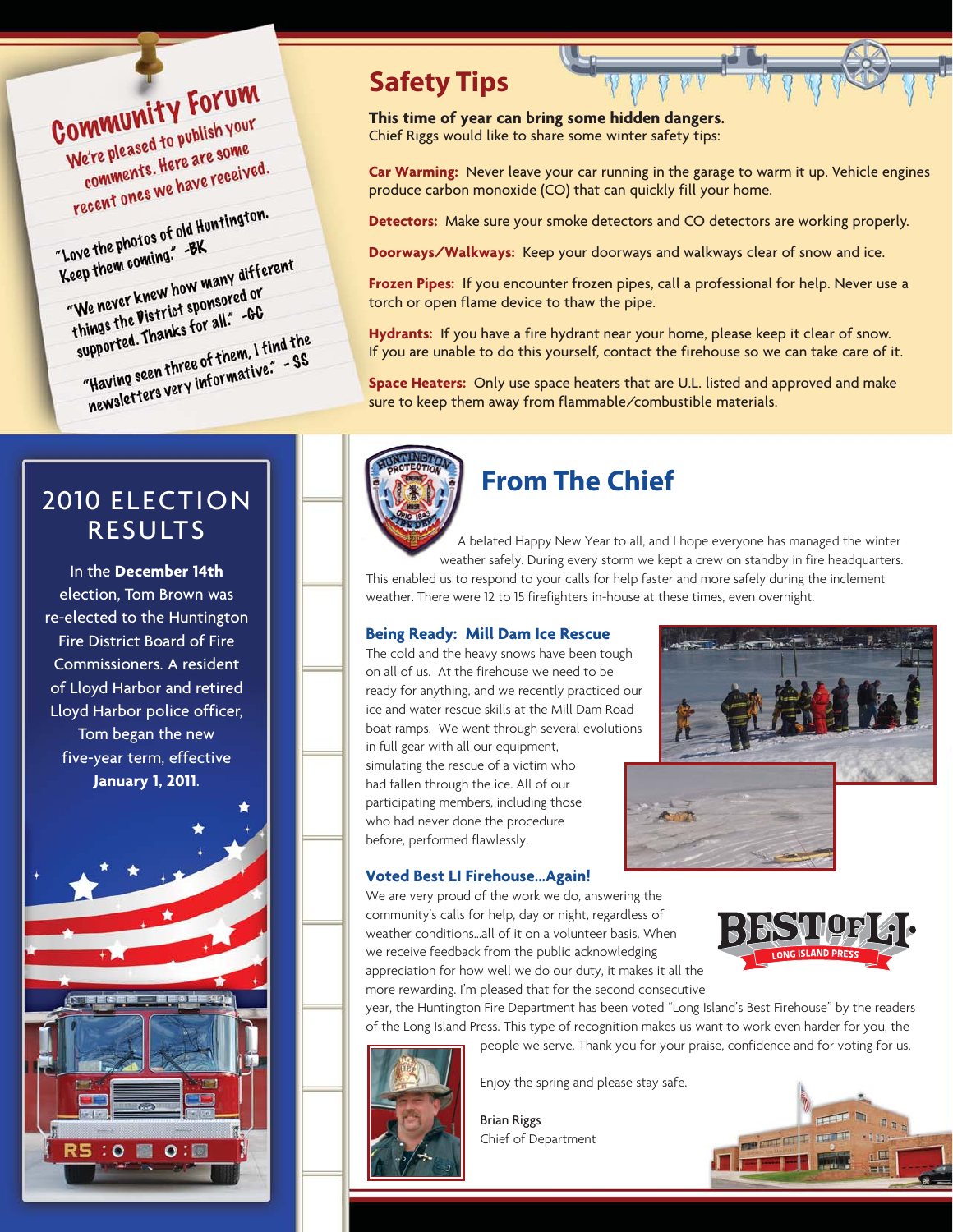## Community Forum

We're pleased to publish your comments. Here are some recent ones we have received.

"Love the photos of old Huntington. Keep them coming." -BK

"We never knew how many different things the District sponsored or supported. Thanks for all." -GC

"Having seen three of them, I find the newsletters very informative." - SS

## Safety Tips

**This time of year can bring some hidden dangers.**
Chief Riggs would like to share some winter safety tips:

**Car Warming:** Never leave your car running in the garage to warm it up. Vehicle engines produce carbon monoxide (CO) that can quickly fill your home.

**Detectors:** Make sure your smoke detectors and CO detectors are working properly.

**Doorways/Walkways:** Keep your doorways and walkways clear of snow and ice.

**Frozen Pipes:** If you encounter frozen pipes, call a professional for help. Never use a torch or open flame device to thaw the pipe.

**Hydrants:** If you have a fire hydrant near your home, please keep it clear of snow. If you are unable to do this yourself, contact the firehouse so we can take care of it.

**Space Heaters:** Only use space heaters that are U.L. listed and approved and make sure to keep them away from flammable/combustible materials.

## 2010 Election Results

In the **December 14th** election, Tom Brown was re-elected to the Huntington Fire District Board of Fire Commissioners. A resident of Lloyd Harbor and retired Lloyd Harbor police officer, Tom began the new five-year term, effective **January 1, 2011**.

## From The Chief

A belated Happy New Year to all, and I hope everyone has managed the winter weather safely. During every storm we kept a crew on standby in fire headquarters. This enabled us to respond to your calls for help faster and more safely during the inclement weather. There were 12 to 15 firefighters in-house at these times, even overnight.

### Being Ready: Mill Dam Ice Rescue

The cold and the heavy snows have been tough on all of us. At the firehouse we need to be ready for anything, and we recently practiced our ice and water rescue skills at the Mill Dam Road boat ramps. We went through several evolutions in full gear with all our equipment, simulating the rescue of a victim who had fallen through the ice. All of our participating members, including those who had never done the procedure before, performed flawlessly.

### Voted Best LI Firehouse...Again!

We are very proud of the work we do, answering the community's calls for help, day or night, regardless of weather conditions...all of it on a volunteer basis. When we receive feedback from the public acknowledging appreciation for how well we do our duty, it makes it all the more rewarding. I'm pleased that for the second consecutive year, the Huntington Fire Department has been voted "Long Island's Best Firehouse" by the readers of the Long Island Press. This type of recognition makes us want to work even harder for you, the people we serve. Thank you for your praise, confidence and for voting for us.

Enjoy the spring and please stay safe.

Brian Riggs
Chief of Department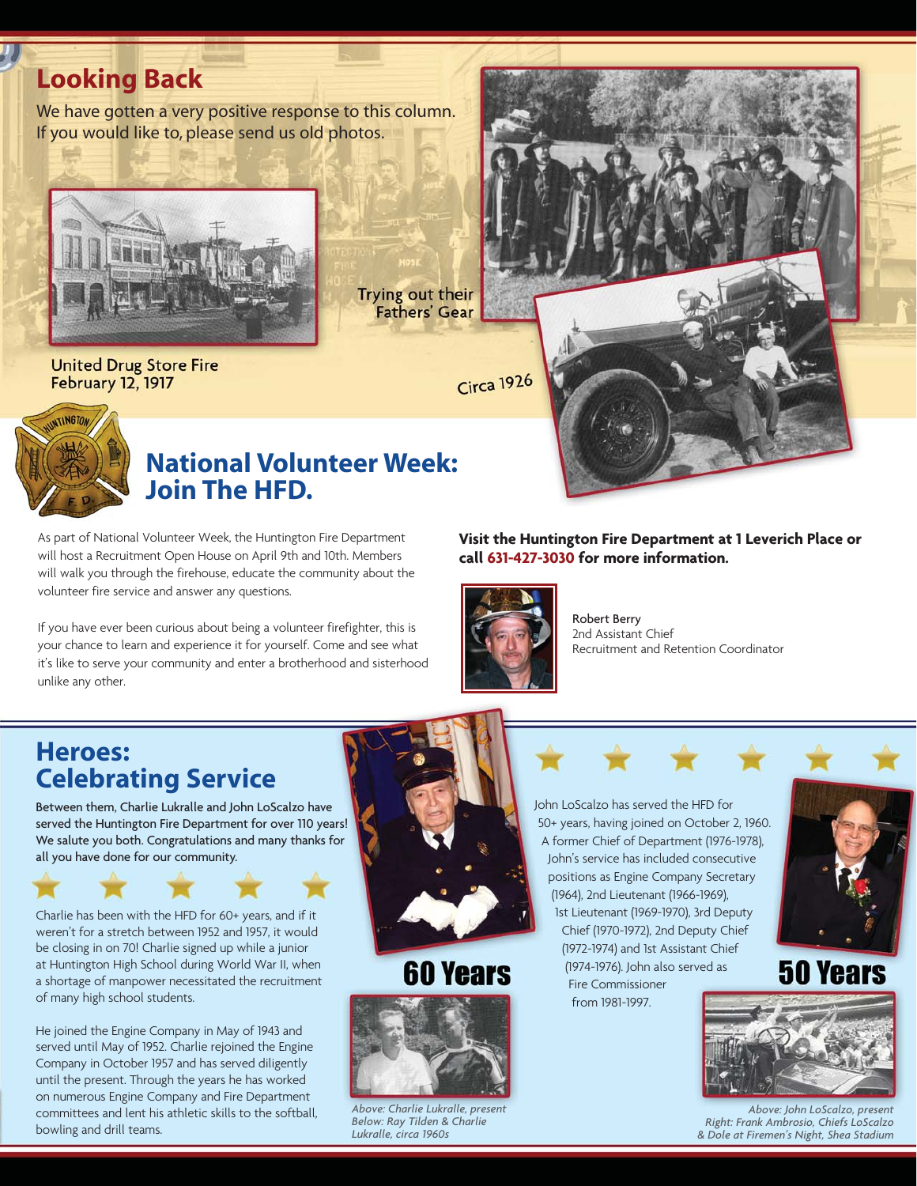## Looking Back

We have gotten a very positive response to this column. If you would like to, please send us old photos.

United Drug Store Fire
February 12, 1917

Trying out their Fathers' Gear

Circa 1926

## National Volunteer Week: Join The HFD.

As part of National Volunteer Week, the Huntington Fire Department will host a Recruitment Open House on April 9th and 10th. Members will walk you through the firehouse, educate the community about the volunteer fire service and answer any questions.

If you have ever been curious about being a volunteer firefighter, this is your chance to learn and experience it for yourself. Come and see what it's like to serve your community and enter a brotherhood and sisterhood unlike any other.

**Visit the Huntington Fire Department at 1 Leverich Place or call 631-427-3030 for more information.**

Robert Berry
2nd Assistant Chief
Recruitment and Retention Coordinator

## Heroes: Celebrating Service

**Between them, Charlie Lukralle and John LoScalzo have served the Huntington Fire Department for over 110 years! We salute you both. Congratulations and many thanks for all you have done for our community.**

Charlie has been with the HFD for 60+ years, and if it weren't for a stretch between 1952 and 1957, it would be closing in on 70! Charlie signed up while a junior at Huntington High School during World War II, when a shortage of manpower necessitated the recruitment of many high school students.

He joined the Engine Company in May of 1943 and served until May of 1952. Charlie rejoined the Engine Company in October 1957 and has served diligently until the present. Through the years he has worked on numerous Engine Company and Fire Department committees and lent his athletic skills to the softball, bowling and drill teams.

### 60 Years

*Above: Charlie Lukralle, present*
*Below: Ray Tilden & Charlie Lukralle, circa 1960s*

John LoScalzo has served the HFD for 50+ years, having joined on October 2, 1960. A former Chief of Department (1976-1978), John's service has included consecutive positions as Engine Company Secretary (1964), 2nd Lieutenant (1966-1969), 1st Lieutenant (1969-1970), 3rd Deputy Chief (1970-1972), 2nd Deputy Chief (1972-1974) and 1st Assistant Chief (1974-1976). John also served as Fire Commissioner from 1981-1997.

### 50 Years

*Above: John LoScalzo, present*
*Right: Frank Ambrosio, Chiefs LoScalzo & Dole at Firemen's Night, Shea Stadium*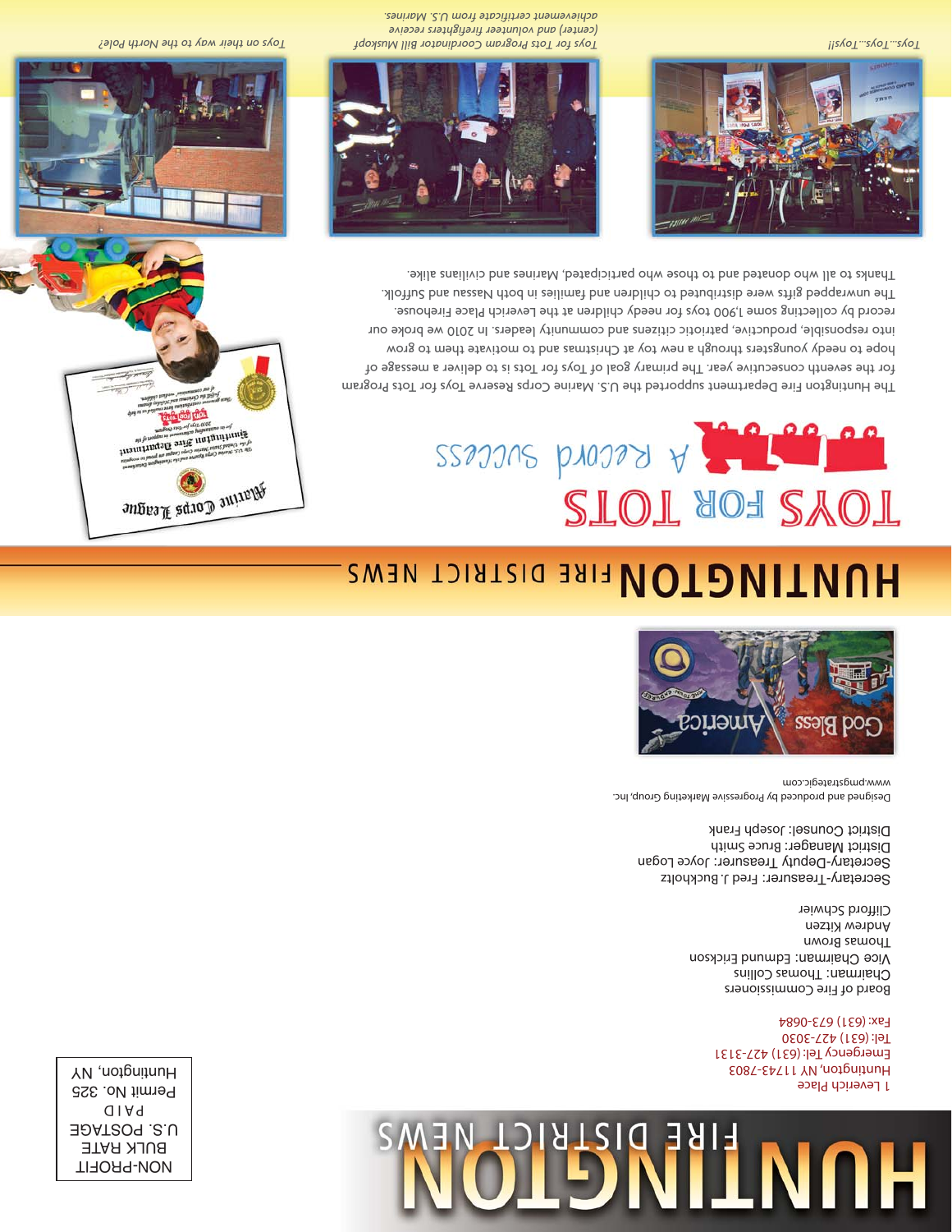# HUNTINGTON FIRE DISTRICT NEWS

1 Leverich Place
Huntington, NY 11743-7803
Emergency Tel: (631) 427-3131
Tel: (631) 427-3030
Fax: (631) 673-0684

Board of Fire Commissioners
Chairman: Thomas Collins
Vice Chairman: Edmund Erickson
Thomas Brown
Andrew Kitzen
Clifford Schrier

Secretary-Treasurer: Fred J. Buckholtz
Secretary-Deputy Treasurer: Joyce Logan
District Manager: Bruce Smith
District Counsel: Joseph Frank

Designed and produced by Progressive Marketing Group, Inc.
www.pmgstrategic.com

NON-PROFIT
BULK RATE
U.S. POSTAGE
PAID
Permit No. 325
Huntington, NY

# HUNTINGTON FIRE DISTRICT NEWS

## TOYS FOR TOTS
### A Record Success

The Huntington Fire Department supported the U.S. Marine Corps Reserve Toys for Tots Program for the seventh consecutive year. The primary goal of Toys for Tots is to deliver a message of hope to needy youngsters through a new toy at Christmas and to motivate them to grow into responsible, productive, patriotic citizens and community leaders. In 2010 we broke our record by collecting some 1,900 toys for needy children at the Leverich Place Firehouse. The unwrapped gifts were distributed to children and families in both Nassau and Suffolk. Thanks to all who donated and to those who participated, Marines and civilians alike.

Toys...Toys...Toys!!

Toys for Tots Program Coordinator Bill Muskopf (center) and volunteer firefighters receive achievement certificate from U.S. Marines.

Toys on their way to the North Pole?